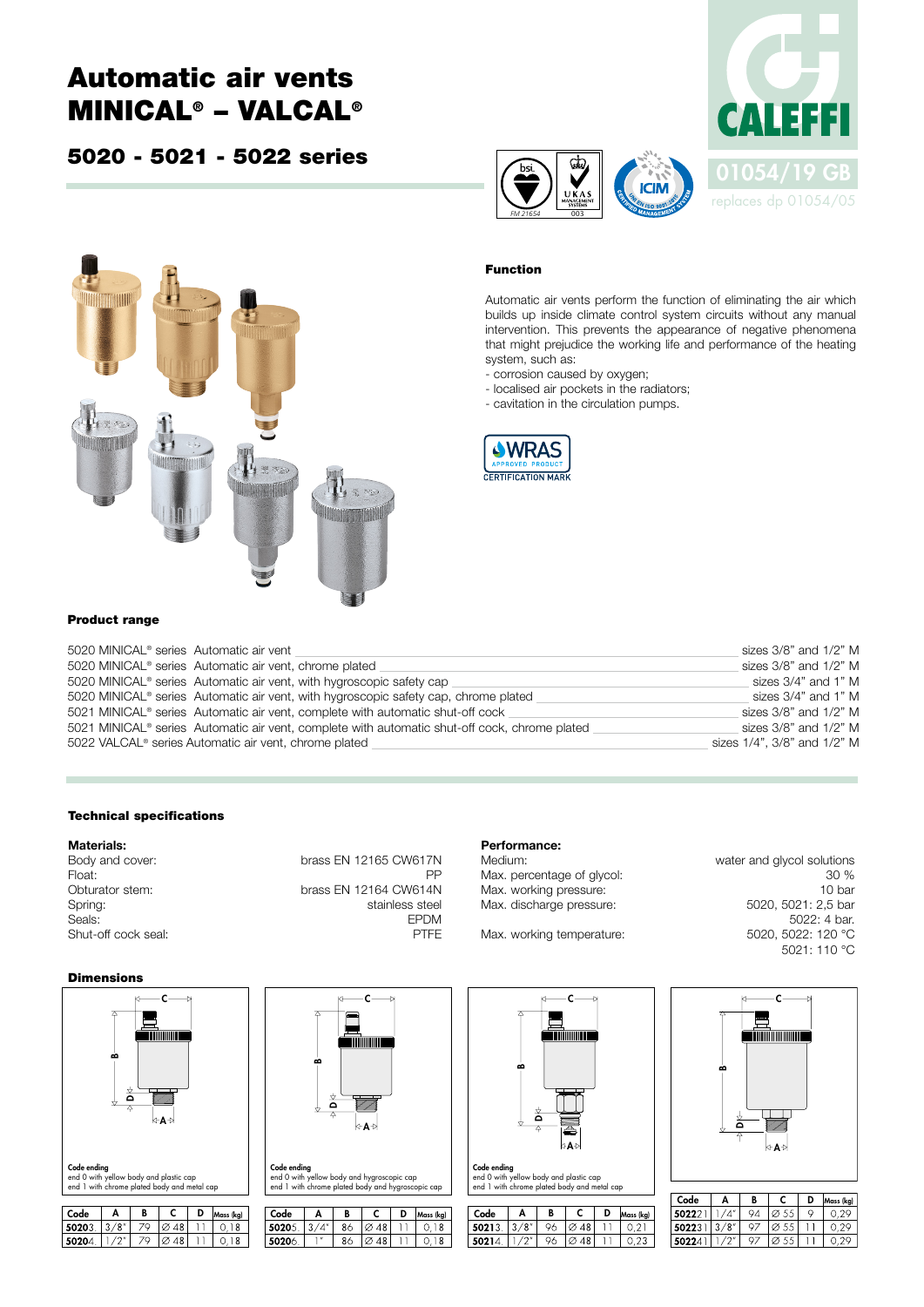# Automatic air vents MINICAL® – VALCAL®

## 5020 - 5021 - 5022 series

01054/19 GB

replaces dp 01054/05

### Function

Automatic air vents perform the function of eliminating the air which builds up inside climate control system circuits without any manual intervention. This prevents the appearance of negative phenomena that might prejudice the working life and performance of the heating system, such as:

- corrosion caused by oxygen;
- localised air pockets in the radiators;
- cavitation in the circulation pumps.

### Product range

| Series | Description | Sizes |
|---|---|---|
| 5020 MINICAL® series | Automatic air vent | sizes 3/8" and 1/2" M |
| 5020 MINICAL® series | Automatic air vent, chrome plated | sizes 3/8" and 1/2" M |
| 5020 MINICAL® series | Automatic air vent, with hygroscopic safety cap | sizes 3/4" and 1" M |
| 5020 MINICAL® series | Automatic air vent, with hygroscopic safety cap, chrome plated | sizes 3/4" and 1" M |
| 5021 MINICAL® series | Automatic air vent, complete with automatic shut-off cock | sizes 3/8" and 1/2" M |
| 5021 MINICAL® series | Automatic air vent, complete with automatic shut-off cock, chrome plated | sizes 3/8" and 1/2" M |
| 5022 VALCAL® series | Automatic air vent, chrome plated | sizes 1/4", 3/8" and 1/2" M |

### Technical specifications

**Materials:**

| | |
|---|---|
| Body and cover: | brass EN 12165 CW617N |
| Float: | PP |
| Obturator stem: | brass EN 12164 CW614N |
| Spring: | stainless steel |
| Seals: | EPDM |
| Shut-off cock seal: | PTFE |

**Performance:**

| | |
|---|---|
| Medium: | water and glycol solutions |
| Max. percentage of glycol: | 30 % |
| Max. working pressure: | 10 bar |
| Max. discharge pressure: | 5020, 5021: 2,5 bar; 5022: 4 bar. |
| Max. working temperature: | 5020, 5022: 120 °C; 5021: 110 °C |

### Dimensions

Code ending
end 0 with yellow body and plastic cap
end 1 with chrome plated body and metal cap

| Code | A | B | C | D | Mass (kg) |
|---|---|---|---|---|---|
| 50203. | 3/8" | 79 | Ø 48 | 11 | 0,18 |
| 50204. | 1/2" | 79 | Ø 48 | 11 | 0,18 |

Code ending
end 0 with yellow body and hygroscopic cap
end 1 with chrome plated body and hygroscopic cap

| Code | A | B | C | D | Mass (kg) |
|---|---|---|---|---|---|
| 50205. | 3/4" | 86 | Ø 48 | 11 | 0,18 |
| 50206. | 1" | 86 | Ø 48 | 11 | 0,18 |

Code ending
end 0 with yellow body and plastic cap
end 1 with chrome plated body and metal cap

| Code | A | B | C | D | Mass (kg) |
|---|---|---|---|---|---|
| 50213. | 3/8" | 96 | Ø 48 | 11 | 0,21 |
| 50214. | 1/2" | 96 | Ø 48 | 11 | 0,23 |

| Code | A | B | C | D | Mass (kg) |
|---|---|---|---|---|---|
| 502221 | 1/4" | 94 | Ø 55 | 9 | 0,29 |
| 502231 | 3/8" | 97 | Ø 55 | 11 | 0,29 |
| 502241 | 1/2" | 97 | Ø 55 | 11 | 0,29 |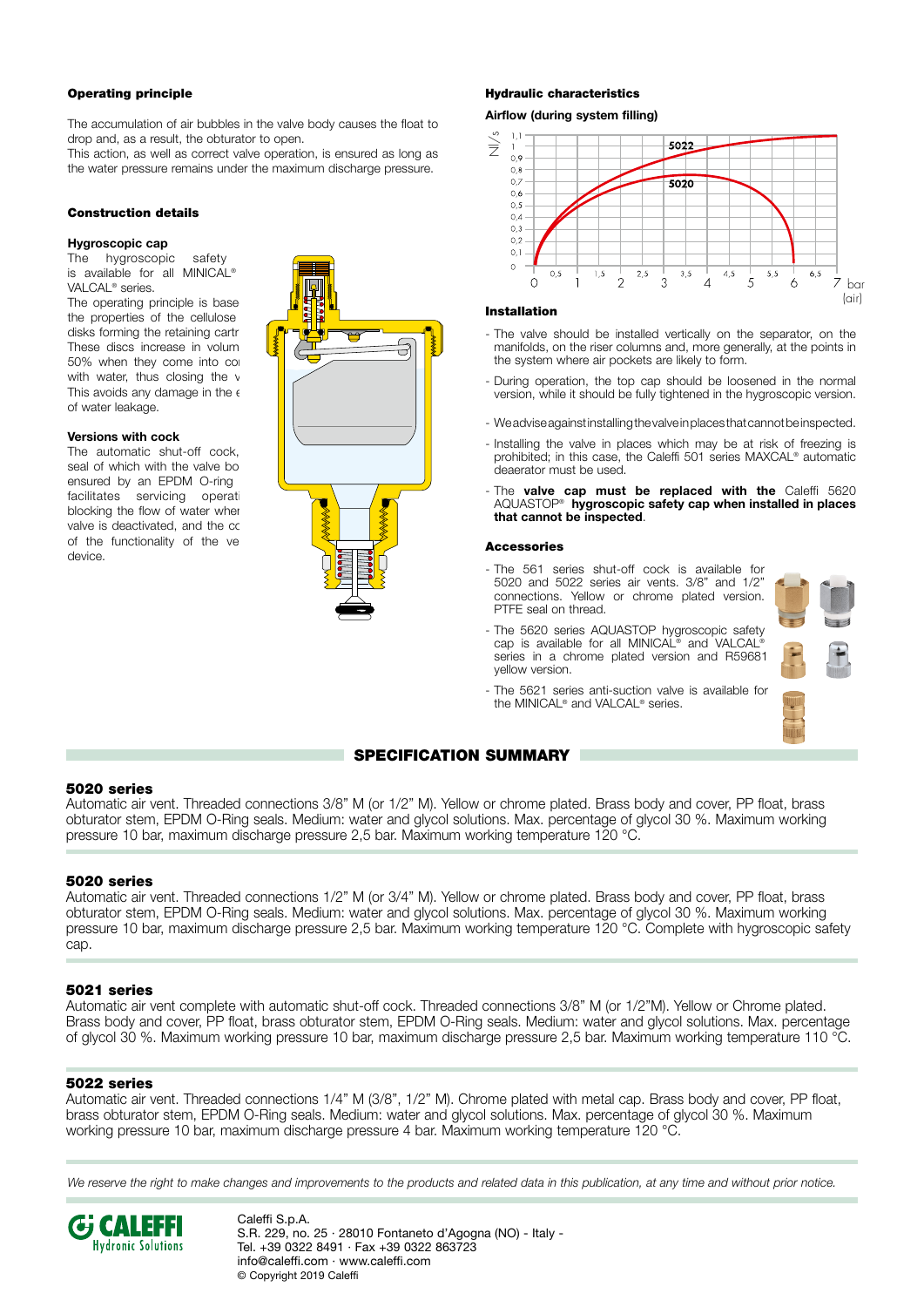## Operating principle

The accumulation of air bubbles in the valve body causes the float to drop and, as a result, the obturator to open.
This action, as well as correct valve operation, is ensured as long as the water pressure remains under the maximum discharge pressure.

## Construction details

### Hygroscopic cap

The hygroscopic safety is available for all MINICAL® VALCAL® series.
The operating principle is base the properties of the cellulose disks forming the retaining cartr These discs increase in volum 50% when they come into co with water, thus closing the v This avoids any damage in the e of water leakage.

### Versions with cock

The automatic shut-off cock, seal of which with the valve bo ensured by an EPDM O-ring facilitates servicing operati blocking the flow of water whe valve is deactivated, and the cc of the functionality of the ve device.

## Hydraulic characteristics

### Airflow (during system filling)

Nl/s
1,1
1
0,9
0,8
0,7
0,6
0,5
0,4
0,3
0,2
0,1
0

5022
5020

0 0,5 1 1,5 2 2,5 3 3,5 4 4,5 5 5,5 6 6,5 7 bar (air)

## Installation

- The valve should be installed vertically on the separator, on the manifolds, on the riser columns and, more generally, at the points in the system where air pockets are likely to form.
- During operation, the top cap should be loosened in the normal version, while it should be fully tightened in the hygroscopic version.
- We advise against installing the valve in places that cannot be inspected.
- Installing the valve in places which may be at risk of freezing is prohibited; in this case, the Caleffi 501 series MAXCAL® automatic deaerator must be used.
- The **valve cap must be replaced with the** Caleffi 5620 AQUASTOP® **hygroscopic safety cap when installed in places that cannot be inspected**.

## Accessories

- The 561 series shut-off cock is available for 5020 and 5022 series air vents. 3/8" and 1/2" connections. Yellow or chrome plated version. PTFE seal on thread.
- The 5620 series AQUASTOP hygroscopic safety cap is available for all MINICAL® and VALCAL® series in a chrome plated version and R59681 yellow version.
- The 5621 series anti-suction valve is available for the MINICAL® and VALCAL® series.

## SPECIFICATION SUMMARY

**5020 series**
Automatic air vent. Threaded connections 3/8" M (or 1/2" M). Yellow or chrome plated. Brass body and cover, PP float, brass obturator stem, EPDM O-Ring seals. Medium: water and glycol solutions. Max. percentage of glycol 30 %. Maximum working pressure 10 bar, maximum discharge pressure 2,5 bar. Maximum working temperature 120 °C.

**5020 series**
Automatic air vent. Threaded connections 1/2" M (or 3/4" M). Yellow or chrome plated. Brass body and cover, PP float, brass obturator stem, EPDM O-Ring seals. Medium: water and glycol solutions. Max. percentage of glycol 30 %. Maximum working pressure 10 bar, maximum discharge pressure 2,5 bar. Maximum working temperature 120 °C. Complete with hygroscopic safety cap.

**5021 series**
Automatic air vent complete with automatic shut-off cock. Threaded connections 3/8" M (or 1/2"M). Yellow or Chrome plated. Brass body and cover, PP float, brass obturator stem, EPDM O-Ring seals. Medium: water and glycol solutions. Max. percentage of glycol 30 %. Maximum working pressure 10 bar, maximum discharge pressure 2,5 bar. Maximum working temperature 110 °C.

**5022 series**
Automatic air vent. Threaded connections 1/4" M (3/8", 1/2" M). Chrome plated with metal cap. Brass body and cover, PP float, brass obturator stem, EPDM O-Ring seals. Medium: water and glycol solutions. Max. percentage of glycol 30 %. Maximum working pressure 10 bar, maximum discharge pressure 4 bar. Maximum working temperature 120 °C.

*We reserve the right to make changes and improvements to the products and related data in this publication, at any time and without prior notice.*

CALEFFI Hydronic Solutions

Caleffi S.p.A.
S.R. 229, no. 25 · 28010 Fontaneto d'Agogna (NO) - Italy -
Tel. +39 0322 8491 · Fax +39 0322 863723
info@caleffi.com · www.caleffi.com
© Copyright 2019 Caleffi